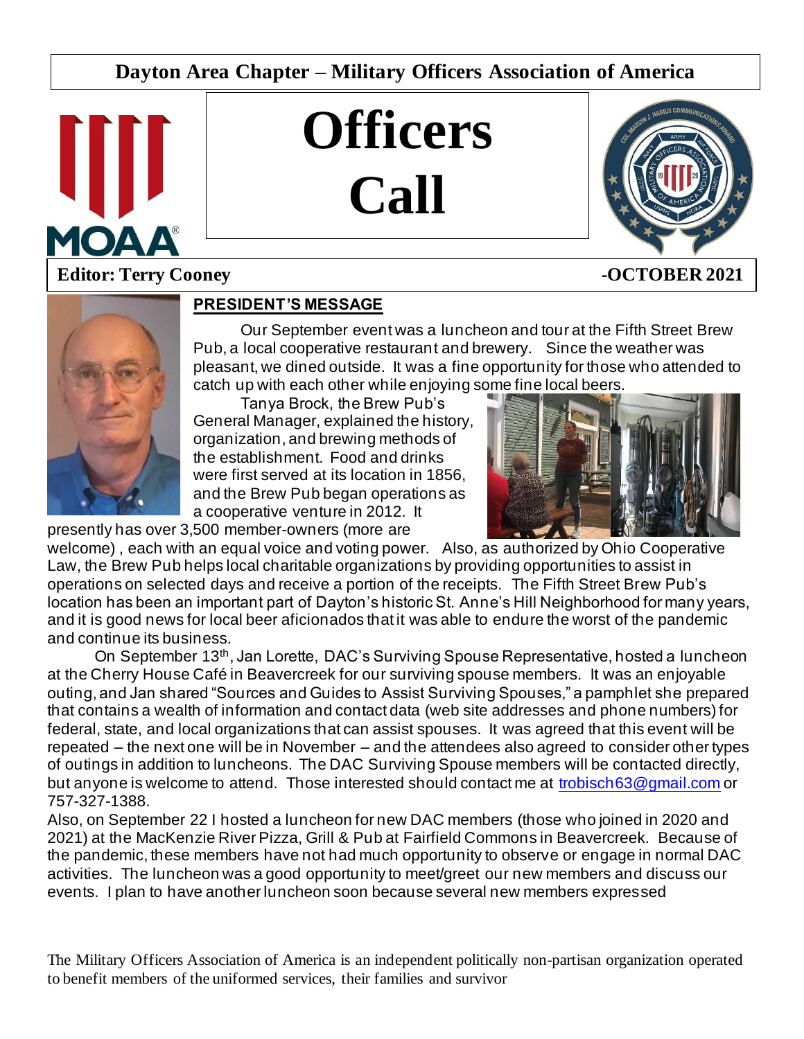**Dayton Area Chapter – Military Officers Association of America**

# Officers Call

**Editor: Terry Cooney** **-OCTOBER 2021**

## PRESIDENT'S MESSAGE

Our September event was a luncheon and tour at the Fifth Street Brew Pub, a local cooperative restaurant and brewery. Since the weather was pleasant, we dined outside. It was a fine opportunity for those who attended to catch up with each other while enjoying some fine local beers.

Tanya Brock, the Brew Pub's General Manager, explained the history, organization, and brewing methods of the establishment. Food and drinks were first served at its location in 1856, and the Brew Pub began operations as a cooperative venture in 2012. It presently has over 3,500 member-owners (more are welcome) , each with an equal voice and voting power. Also, as authorized by Ohio Cooperative Law, the Brew Pub helps local charitable organizations by providing opportunities to assist in operations on selected days and receive a portion of the receipts. The Fifth Street Brew Pub's location has been an important part of Dayton's historic St. Anne's Hill Neighborhood for many years, and it is good news for local beer aficionados that it was able to endure the worst of the pandemic and continue its business.

On September 13th, Jan Lorette, DAC's Surviving Spouse Representative, hosted a luncheon at the Cherry House Café in Beavercreek for our surviving spouse members. It was an enjoyable outing, and Jan shared "Sources and Guides to Assist Surviving Spouses," a pamphlet she prepared that contains a wealth of information and contact data (web site addresses and phone numbers) for federal, state, and local organizations that can assist spouses. It was agreed that this event will be repeated – the next one will be in November – and the attendees also agreed to consider other types of outings in addition to luncheons. The DAC Surviving Spouse members will be contacted directly, but anyone is welcome to attend. Those interested should contact me at trobisch63@gmail.com or 757-327-1388.

Also, on September 22 I hosted a luncheon for new DAC members (those who joined in 2020 and 2021) at the MacKenzie River Pizza, Grill & Pub at Fairfield Commons in Beavercreek. Because of the pandemic, these members have not had much opportunity to observe or engage in normal DAC activities. The luncheon was a good opportunity to meet/greet our new members and discuss our events. I plan to have another luncheon soon because several new members expressed

The Military Officers Association of America is an independent politically non-partisan organization operated to benefit members of the uniformed services, their families and survivor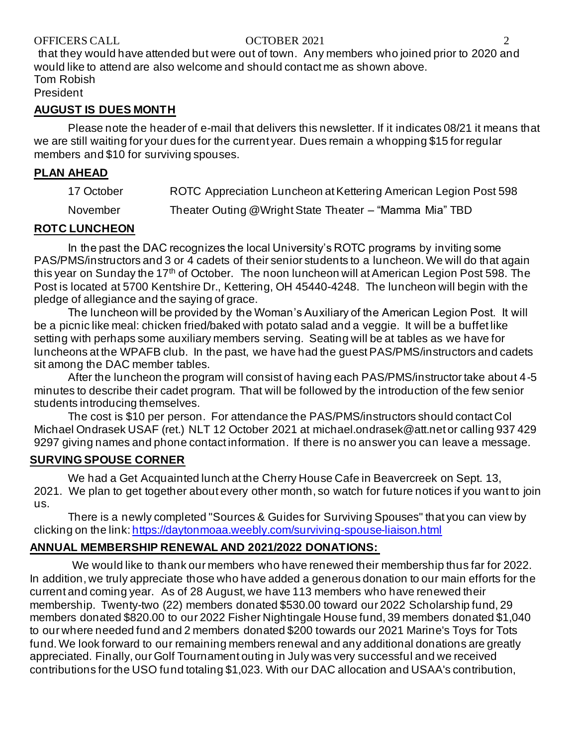that they would have attended but were out of town. Any members who joined prior to 2020 and would like to attend are also welcome and should contact me as shown above.

Tom Robish
President

## AUGUST IS DUES MONTH

Please note the header of e-mail that delivers this newsletter. If it indicates 08/21 it means that we are still waiting for your dues for the current year. Dues remain a whopping $15 for regular members and $10 for surviving spouses.

## PLAN AHEAD

| | |
|---|---|
| 17 October | ROTC Appreciation Luncheon at Kettering American Legion Post 598 |
| November | Theater Outing @Wright State Theater – "Mamma Mia" TBD |

## ROTC LUNCHEON

In the past the DAC recognizes the local University's ROTC programs by inviting some PAS/PMS/instructors and 3 or 4 cadets of their senior students to a luncheon. We will do that again this year on Sunday the 17th of October. The noon luncheon will at American Legion Post 598. The Post is located at 5700 Kentshire Dr., Kettering, OH 45440-4248. The luncheon will begin with the pledge of allegiance and the saying of grace.

The luncheon will be provided by the Woman's Auxiliary of the American Legion Post. It will be a picnic like meal: chicken fried/baked with potato salad and a veggie. It will be a buffet like setting with perhaps some auxiliary members serving. Seating will be at tables as we have for luncheons at the WPAFB club. In the past, we have had the guest PAS/PMS/instructors and cadets sit among the DAC member tables.

After the luncheon the program will consist of having each PAS/PMS/instructor take about 4-5 minutes to describe their cadet program. That will be followed by the introduction of the few senior students introducing themselves.

The cost is $10 per person. For attendance the PAS/PMS/instructors should contact Col Michael Ondrasek USAF (ret.) NLT 12 October 2021 at michael.ondrasek@att.net or calling 937 429 9297 giving names and phone contact information. If there is no answer you can leave a message.

## SURVIVING SPOUSE CORNER

We had a Get Acquainted lunch at the Cherry House Cafe in Beavercreek on Sept. 13, 2021. We plan to get together about every other month, so watch for future notices if you want to join us.

There is a newly completed "Sources & Guides for Surviving Spouses" that you can view by clicking on the link: https://daytonmoaa.weebly.com/surviving-spouse-liaison.html

## ANNUAL MEMBERSHIP RENEWAL AND 2021/2022 DONATIONS:

We would like to thank our members who have renewed their membership thus far for 2022. In addition, we truly appreciate those who have added a generous donation to our main efforts for the current and coming year. As of 28 August, we have 113 members who have renewed their membership. Twenty-two (22) members donated $530.00 toward our 2022 Scholarship fund, 29 members donated $820.00 to our 2022 Fisher Nightingale House fund, 39 members donated $1,040 to our where needed fund and 2 members donated $200 towards our 2021 Marine's Toys for Tots fund. We look forward to our remaining members renewal and any additional donations are greatly appreciated. Finally, our Golf Tournament outing in July was very successful and we received contributions for the USO fund totaling $1,023. With our DAC allocation and USAA's contribution,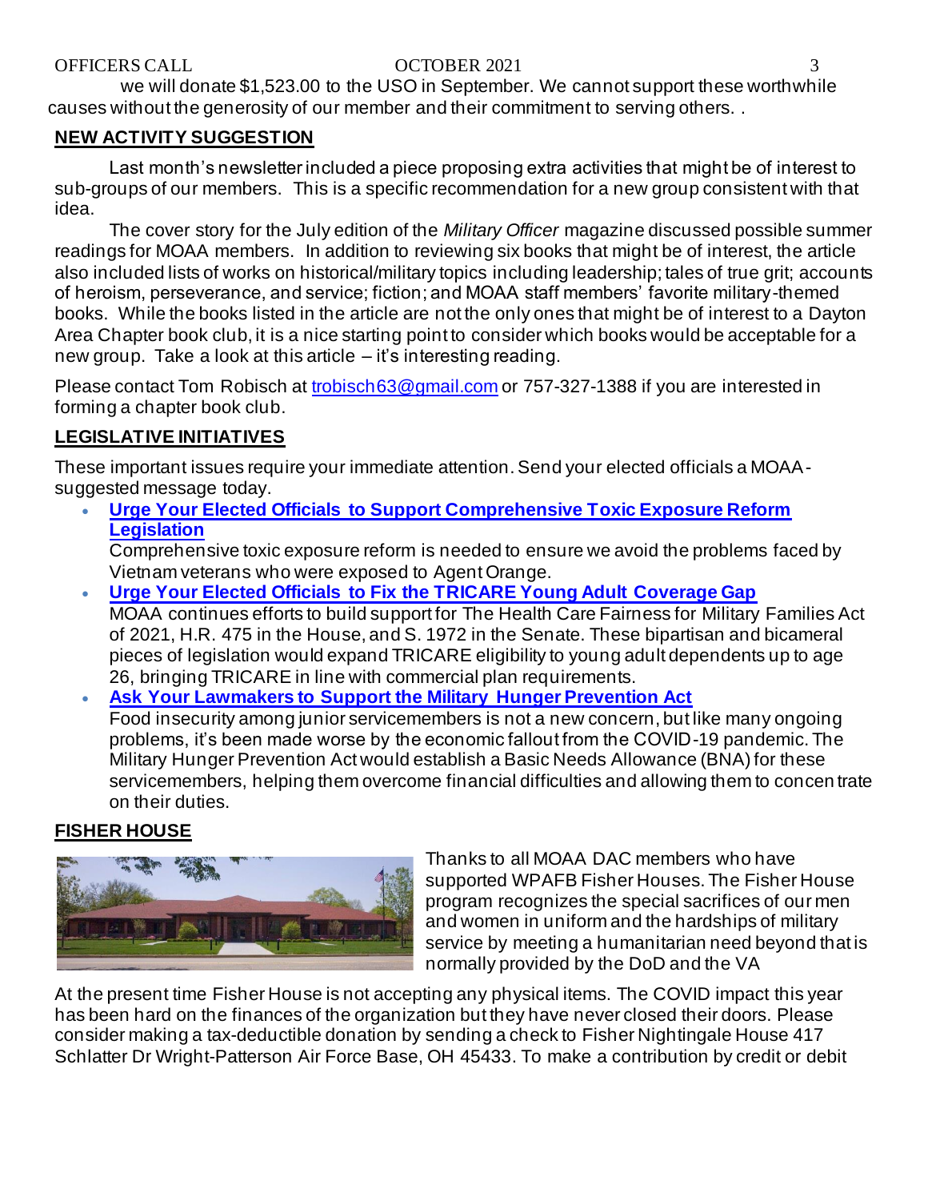we will donate $1,523.00 to the USO in September. We cannot support these worthwhile causes without the generosity of our member and their commitment to serving others. .

## NEW ACTIVITY SUGGESTION

Last month's newsletter included a piece proposing extra activities that might be of interest to sub-groups of our members. This is a specific recommendation for a new group consistent with that idea.

The cover story for the July edition of the *Military Officer* magazine discussed possible summer readings for MOAA members. In addition to reviewing six books that might be of interest, the article also included lists of works on historical/military topics including leadership; tales of true grit; accounts of heroism, perseverance, and service; fiction; and MOAA staff members' favorite military-themed books. While the books listed in the article are not the only ones that might be of interest to a Dayton Area Chapter book club, it is a nice starting point to consider which books would be acceptable for a new group. Take a look at this article – it's interesting reading.

Please contact Tom Robisch at trobisch63@gmail.com or 757-327-1388 if you are interested in forming a chapter book club.

## LEGISLATIVE INITIATIVES

These important issues require your immediate attention. Send your elected officials a MOAA-suggested message today.

- **Urge Your Elected Officials to Support Comprehensive Toxic Exposure Reform Legislation**
  Comprehensive toxic exposure reform is needed to ensure we avoid the problems faced by Vietnam veterans who were exposed to Agent Orange.
- **Urge Your Elected Officials to Fix the TRICARE Young Adult Coverage Gap**
  MOAA continues efforts to build support for The Health Care Fairness for Military Families Act of 2021, H.R. 475 in the House, and S. 1972 in the Senate. These bipartisan and bicameral pieces of legislation would expand TRICARE eligibility to young adult dependents up to age 26, bringing TRICARE in line with commercial plan requirements.
- **Ask Your Lawmakers to Support the Military Hunger Prevention Act**
  Food insecurity among junior servicemembers is not a new concern, but like many ongoing problems, it's been made worse by the economic fallout from the COVID-19 pandemic. The Military Hunger Prevention Act would establish a Basic Needs Allowance (BNA) for these servicemembers, helping them overcome financial difficulties and allowing them to concentrate on their duties.

## FISHER HOUSE

Thanks to all MOAA DAC members who have supported WPAFB Fisher Houses. The Fisher House program recognizes the special sacrifices of our men and women in uniform and the hardships of military service by meeting a humanitarian need beyond that is normally provided by the DoD and the VA

At the present time Fisher House is not accepting any physical items. The COVID impact this year has been hard on the finances of the organization but they have never closed their doors. Please consider making a tax-deductible donation by sending a check to Fisher Nightingale House 417 Schlatter Dr Wright-Patterson Air Force Base, OH 45433. To make a contribution by credit or debit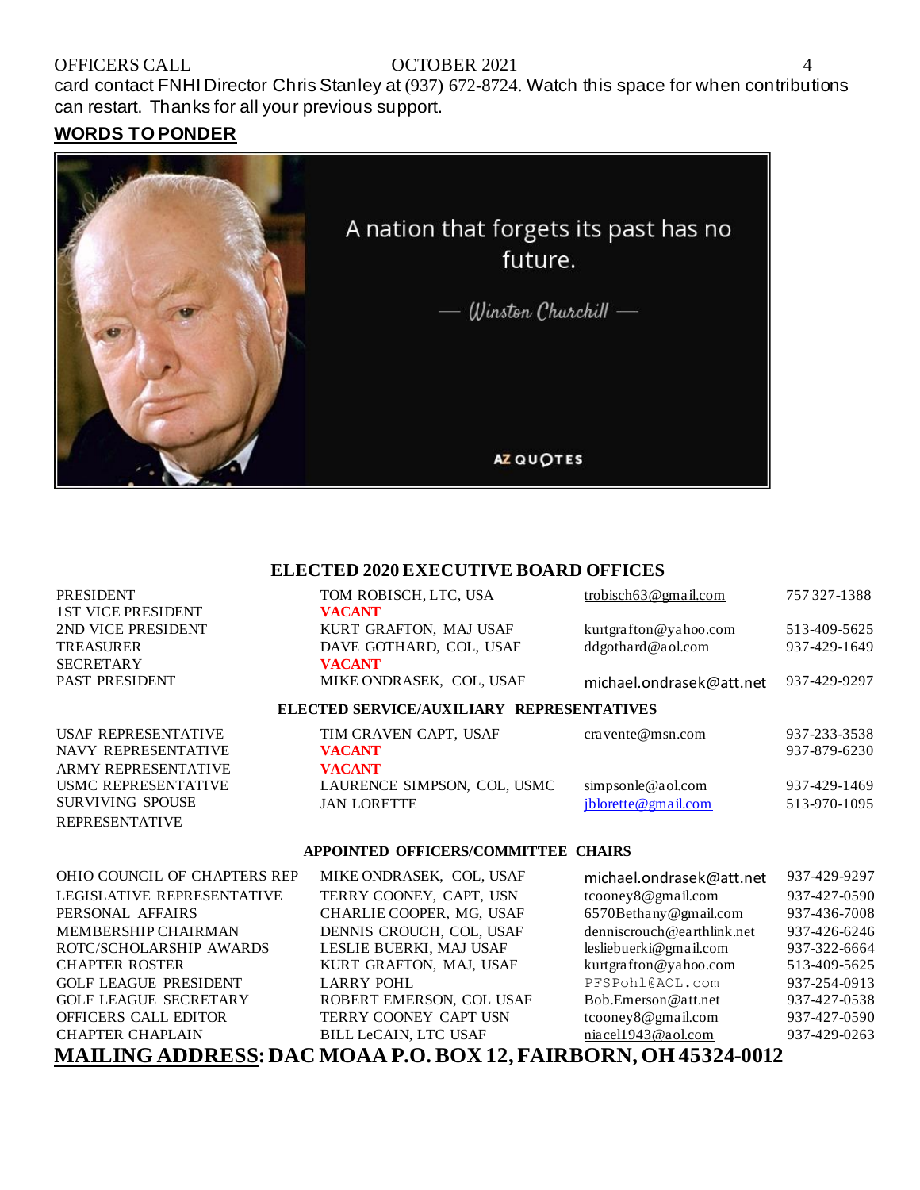card contact FNHI Director Chris Stanley at (937) 672-8724. Watch this space for when contributions can restart. Thanks for all your previous support.

## WORDS TO PONDER

A nation that forgets its past has no future.

— *Winston Churchill* —

AZ QUOTES

### ELECTED 2020 EXECUTIVE BOARD OFFICES

| | | | |
|---|---|---|---|
| PRESIDENT | TOM ROBISCH, LTC, USA | trobisch63@gmail.com | 757 327-1388 |
| 1ST VICE PRESIDENT | **VACANT** | | |
| 2ND VICE PRESIDENT | KURT GRAFTON, MAJ USAF | kurtgrafton@yahoo.com | 513-409-5625 |
| TREASURER | DAVE GOTHARD, COL, USAF | ddgothard@aol.com | 937-429-1649 |
| SECRETARY | **VACANT** | | |
| PAST PRESIDENT | MIKE ONDRASEK, COL, USAF | michael.ondrasek@att.net | 937-429-9297 |

### ELECTED SERVICE/AUXILIARY REPRESENTATIVES

| | | | |
|---|---|---|---|
| USAF REPRESENTATIVE | TIM CRAVEN CAPT, USAF | cravente@msn.com | 937-233-3538 |
| NAVY REPRESENTATIVE | **VACANT** | | 937-879-6230 |
| ARMY REPRESENTATIVE | **VACANT** | | |
| USMC REPRESENTATIVE | LAURENCE SIMPSON, COL, USMC | simpsonle@aol.com | 937-429-1469 |
| SURVIVING SPOUSE REPRESENTATIVE | JAN LORETTE | jblorette@gmail.com | 513-970-1095 |

### APPOINTED OFFICERS/COMMITTEE CHAIRS

| | | | |
|---|---|---|---|
| OHIO COUNCIL OF CHAPTERS REP | MIKE ONDRASEK, COL, USAF | michael.ondrasek@att.net | 937-429-9297 |
| LEGISLATIVE REPRESENTATIVE | TERRY COONEY, CAPT, USN | tcooney8@gmail.com | 937-427-0590 |
| PERSONAL AFFAIRS | CHARLIE COOPER, MG, USAF | 6570Bethany@gmail.com | 937-436-7008 |
| MEMBERSHIP CHAIRMAN | DENNIS CROUCH, COL, USAF | denniscrouch@earthlink.net | 937-426-6246 |
| ROTC/SCHOLARSHIP AWARDS | LESLIE BUERKI, MAJ USAF | lesliebuerki@gmail.com | 937-322-6664 |
| CHAPTER ROSTER | KURT GRAFTON, MAJ, USAF | kurtgrafton@yahoo.com | 513-409-5625 |
| GOLF LEAGUE PRESIDENT | LARRY POHL | PFSPohl@AOL.com | 937-254-0913 |
| GOLF LEAGUE SECRETARY | ROBERT EMERSON, COL USAF | Bob.Emerson@att.net | 937-427-0538 |
| OFFICERS CALL EDITOR | TERRY COONEY CAPT USN | tcooney8@gmail.com | 937-427-0590 |
| CHAPTER CHAPLAIN | BILL LeCAIN, LTC USAF | niacel1943@aol.com | 937-429-0263 |

**MAILING ADDRESS: DAC MOAA P.O. BOX 12, FAIRBORN, OH 45324-0012**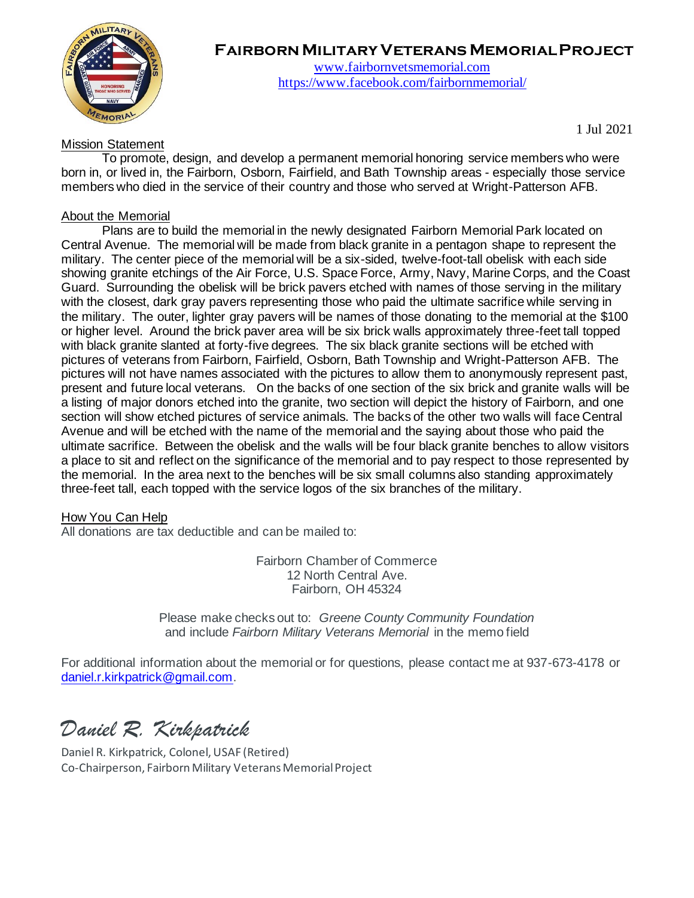# Fairborn Military Veterans Memorial Project

www.fairbornvetsmemorial.com
https://www.facebook.com/fairbornmemorial/

1 Jul 2021

## Mission Statement

To promote, design, and develop a permanent memorial honoring service members who were born in, or lived in, the Fairborn, Osborn, Fairfield, and Bath Township areas - especially those service members who died in the service of their country and those who served at Wright-Patterson AFB.

## About the Memorial

Plans are to build the memorial in the newly designated Fairborn Memorial Park located on Central Avenue. The memorial will be made from black granite in a pentagon shape to represent the military. The center piece of the memorial will be a six-sided, twelve-foot-tall obelisk with each side showing granite etchings of the Air Force, U.S. Space Force, Army, Navy, Marine Corps, and the Coast Guard. Surrounding the obelisk will be brick pavers etched with names of those serving in the military with the closest, dark gray pavers representing those who paid the ultimate sacrifice while serving in the military. The outer, lighter gray pavers will be names of those donating to the memorial at the $100 or higher level. Around the brick paver area will be six brick walls approximately three-feet tall topped with black granite slanted at forty-five degrees. The six black granite sections will be etched with pictures of veterans from Fairborn, Fairfield, Osborn, Bath Township and Wright-Patterson AFB. The pictures will not have names associated with the pictures to allow them to anonymously represent past, present and future local veterans. On the backs of one section of the six brick and granite walls will be a listing of major donors etched into the granite, two section will depict the history of Fairborn, and one section will show etched pictures of service animals. The backs of the other two walls will face Central Avenue and will be etched with the name of the memorial and the saying about those who paid the ultimate sacrifice. Between the obelisk and the walls will be four black granite benches to allow visitors a place to sit and reflect on the significance of the memorial and to pay respect to those represented by the memorial. In the area next to the benches will be six small columns also standing approximately three-feet tall, each topped with the service logos of the six branches of the military.

## How You Can Help

All donations are tax deductible and can be mailed to:

Fairborn Chamber of Commerce
12 North Central Ave.
Fairborn, OH 45324

Please make checks out to: *Greene County Community Foundation*
and include *Fairborn Military Veterans Memorial* in the memo field

For additional information about the memorial or for questions, please contact me at 937-673-4178 or daniel.r.kirkpatrick@gmail.com.

*Daniel R. Kirkpatrick*

Daniel R. Kirkpatrick, Colonel, USAF (Retired)
Co-Chairperson, Fairborn Military Veterans Memorial Project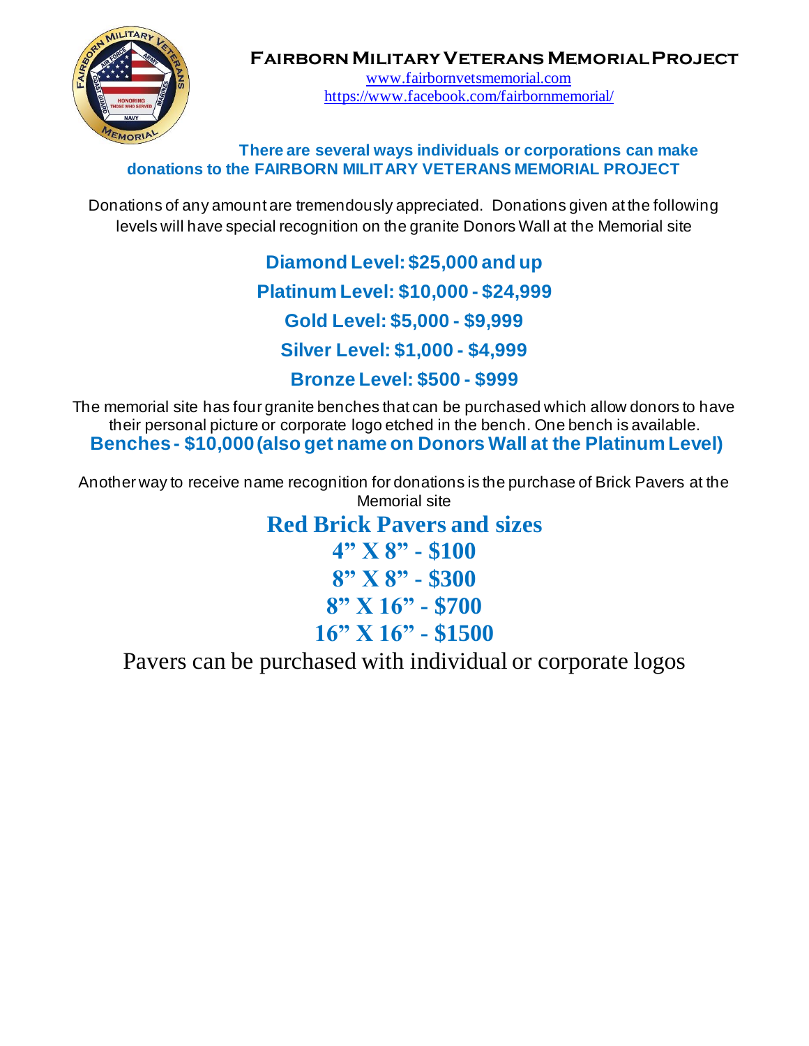# Fairborn Military Veterans Memorial Project

www.fairbornvetsmemorial.com
https://www.facebook.com/fairbornmemorial/

**There are several ways individuals or corporations can make donations to the FAIRBORN MILITARY VETERANS MEMORIAL PROJECT**

Donations of any amount are tremendously appreciated. Donations given at the following levels will have special recognition on the granite Donors Wall at the Memorial site

**Diamond Level: $25,000 and up**

**Platinum Level: $10,000 - $24,999**

**Gold Level: $5,000 - $9,999**

**Silver Level: $1,000 - $4,999**

**Bronze Level: $500 - $999**

The memorial site has four granite benches that can be purchased which allow donors to have their personal picture or corporate logo etched in the bench. One bench is available.

**Benches - $10,000 (also get name on Donors Wall at the Platinum Level)**

Another way to receive name recognition for donations is the purchase of Brick Pavers at the Memorial site

**Red Brick Pavers and sizes**

**4” X 8” - $100**

**8” X 8” - $300**

**8” X 16” - $700**

**16” X 16” - $1500**

Pavers can be purchased with individual or corporate logos